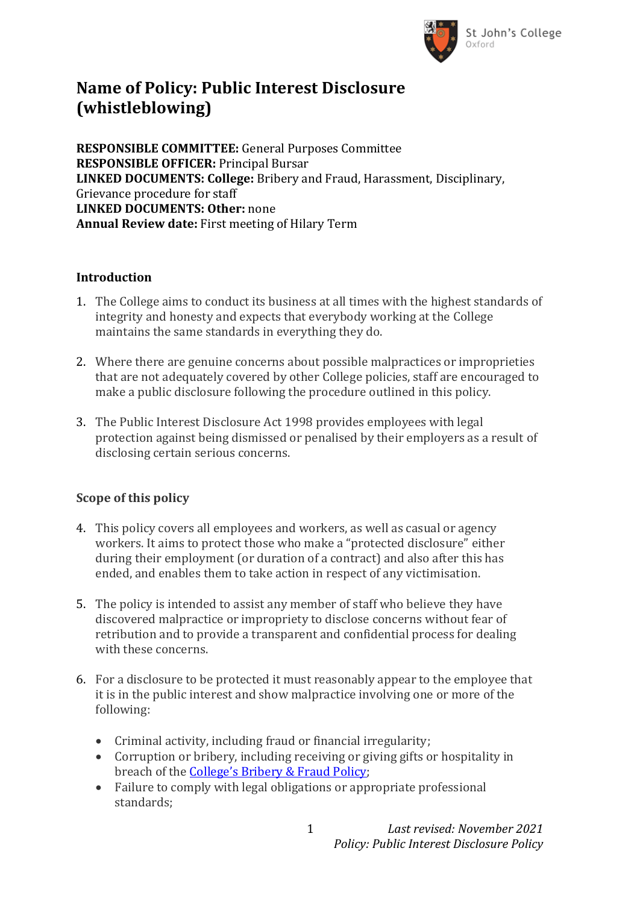# Name of Policy: Public Interest Disclosure (whistleblowing)

**RESPONSIBLE COMMITTEE:** General Purposes Committee
**RESPONSIBLE OFFICER:** Principal Bursar
**LINKED DOCUMENTS: College:** Bribery and Fraud, Harassment, Disciplinary, Grievance procedure for staff
**LINKED DOCUMENTS: Other:** none
**Annual Review date:** First meeting of Hilary Term

### Introduction

1. The College aims to conduct its business at all times with the highest standards of integrity and honesty and expects that everybody working at the College maintains the same standards in everything they do.

2. Where there are genuine concerns about possible malpractices or improprieties that are not adequately covered by other College policies, staff are encouraged to make a public disclosure following the procedure outlined in this policy.

3. The Public Interest Disclosure Act 1998 provides employees with legal protection against being dismissed or penalised by their employers as a result of disclosing certain serious concerns.

### Scope of this policy

4. This policy covers all employees and workers, as well as casual or agency workers. It aims to protect those who make a "protected disclosure" either during their employment (or duration of a contract) and also after this has ended, and enables them to take action in respect of any victimisation.

5. The policy is intended to assist any member of staff who believe they have discovered malpractice or impropriety to disclose concerns without fear of retribution and to provide a transparent and confidential process for dealing with these concerns.

6. For a disclosure to be protected it must reasonably appear to the employee that it is in the public interest and show malpractice involving one or more of the following:

   - Criminal activity, including fraud or financial irregularity;
   - Corruption or bribery, including receiving or giving gifts or hospitality in breach of the College's Bribery & Fraud Policy;
   - Failure to comply with legal obligations or appropriate professional standards;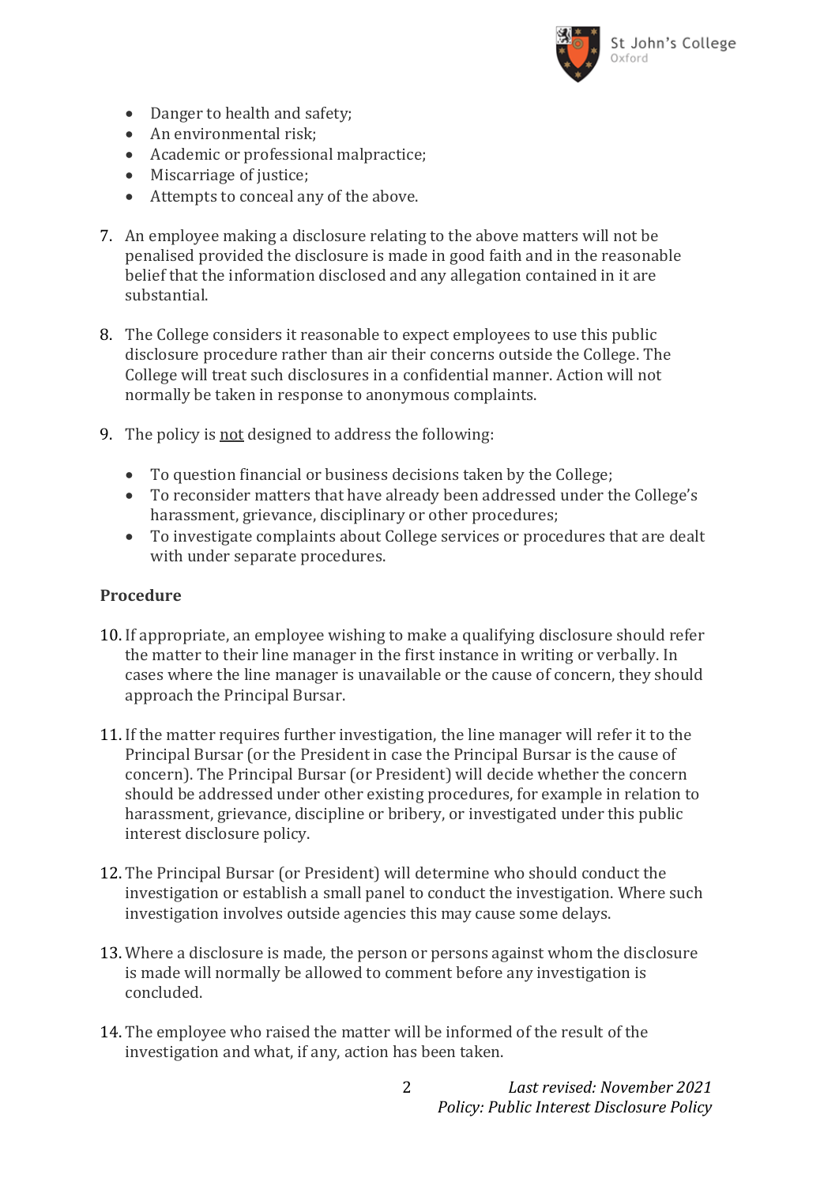- Danger to health and safety;
- An environmental risk;
- Academic or professional malpractice;
- Miscarriage of justice;
- Attempts to conceal any of the above.

7. An employee making a disclosure relating to the above matters will not be penalised provided the disclosure is made in good faith and in the reasonable belief that the information disclosed and any allegation contained in it are substantial.

8. The College considers it reasonable to expect employees to use this public disclosure procedure rather than air their concerns outside the College. The College will treat such disclosures in a confidential manner. Action will not normally be taken in response to anonymous complaints.

9. The policy is <u>not</u> designed to address the following:

   - To question financial or business decisions taken by the College;
   - To reconsider matters that have already been addressed under the College's harassment, grievance, disciplinary or other procedures;
   - To investigate complaints about College services or procedures that are dealt with under separate procedures.

**Procedure**

10. If appropriate, an employee wishing to make a qualifying disclosure should refer the matter to their line manager in the first instance in writing or verbally. In cases where the line manager is unavailable or the cause of concern, they should approach the Principal Bursar.

11. If the matter requires further investigation, the line manager will refer it to the Principal Bursar (or the President in case the Principal Bursar is the cause of concern). The Principal Bursar (or President) will decide whether the concern should be addressed under other existing procedures, for example in relation to harassment, grievance, discipline or bribery, or investigated under this public interest disclosure policy.

12. The Principal Bursar (or President) will determine who should conduct the investigation or establish a small panel to conduct the investigation. Where such investigation involves outside agencies this may cause some delays.

13. Where a disclosure is made, the person or persons against whom the disclosure is made will normally be allowed to comment before any investigation is concluded.

14. The employee who raised the matter will be informed of the result of the investigation and what, if any, action has been taken.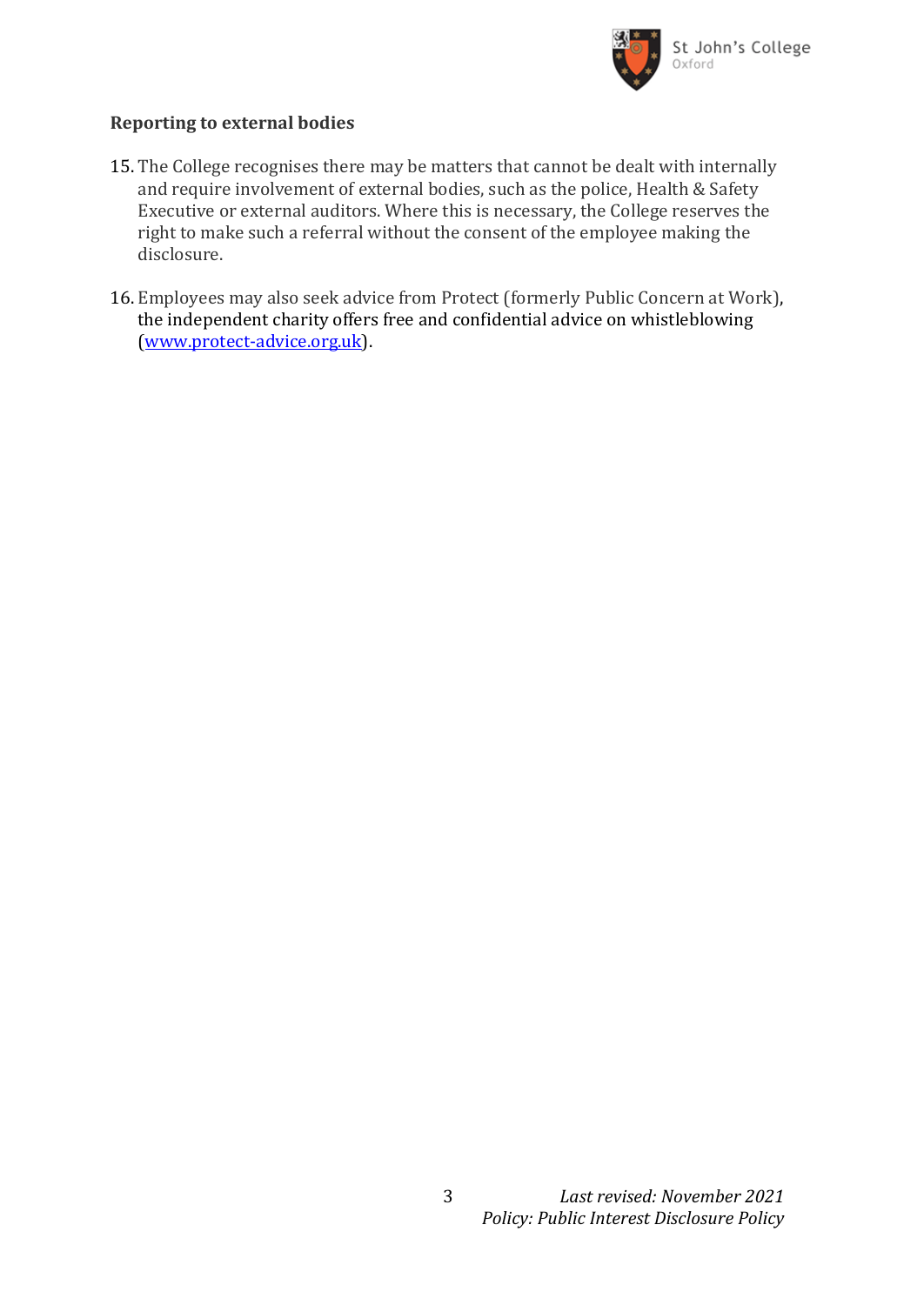## Reporting to external bodies

15. The College recognises there may be matters that cannot be dealt with internally and require involvement of external bodies, such as the police, Health & Safety Executive or external auditors. Where this is necessary, the College reserves the right to make such a referral without the consent of the employee making the disclosure.

16. Employees may also seek advice from Protect (formerly Public Concern at Work), the independent charity offers free and confidential advice on whistleblowing ([www.protect-advice.org.uk](www.protect-advice.org.uk)).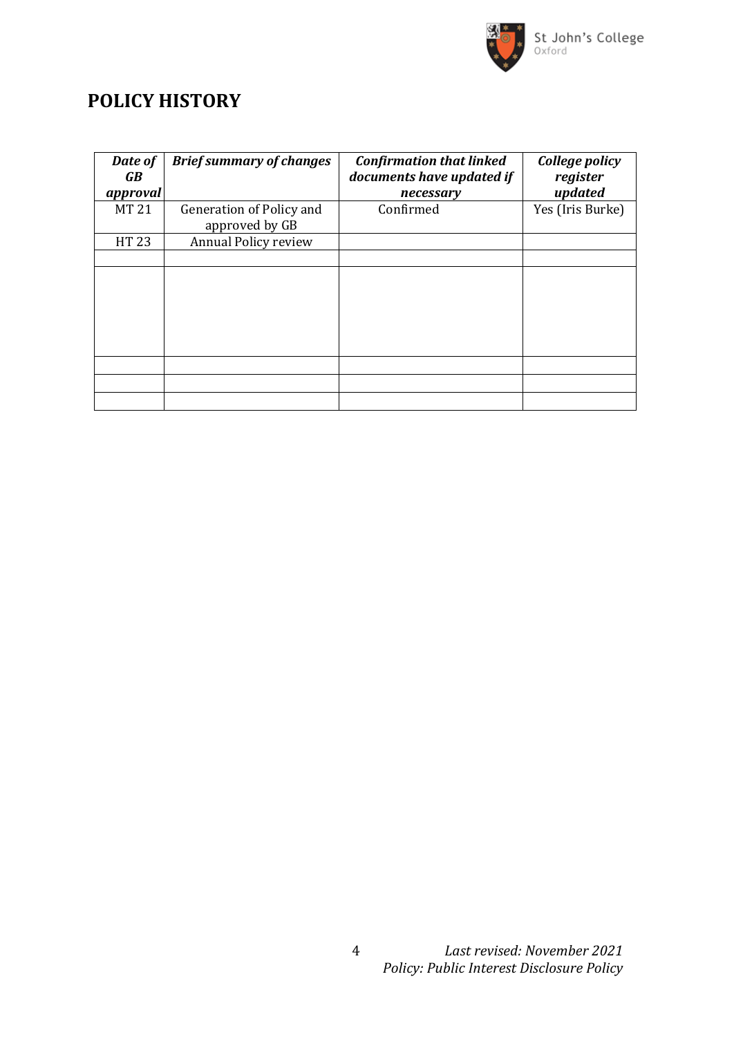## POLICY HISTORY

| ***Date of GB approval*** | ***Brief summary of changes*** | ***Confirmation that linked documents have updated if necessary*** | ***College policy register updated*** |
|---|---|---|---|
| MT 21 | Generation of Policy and approved by GB | Confirmed | Yes (Iris Burke) |
| HT 23 | Annual Policy review | | |
| | | | |
| | | | |
| | | | |
| | | | |
| | | | |